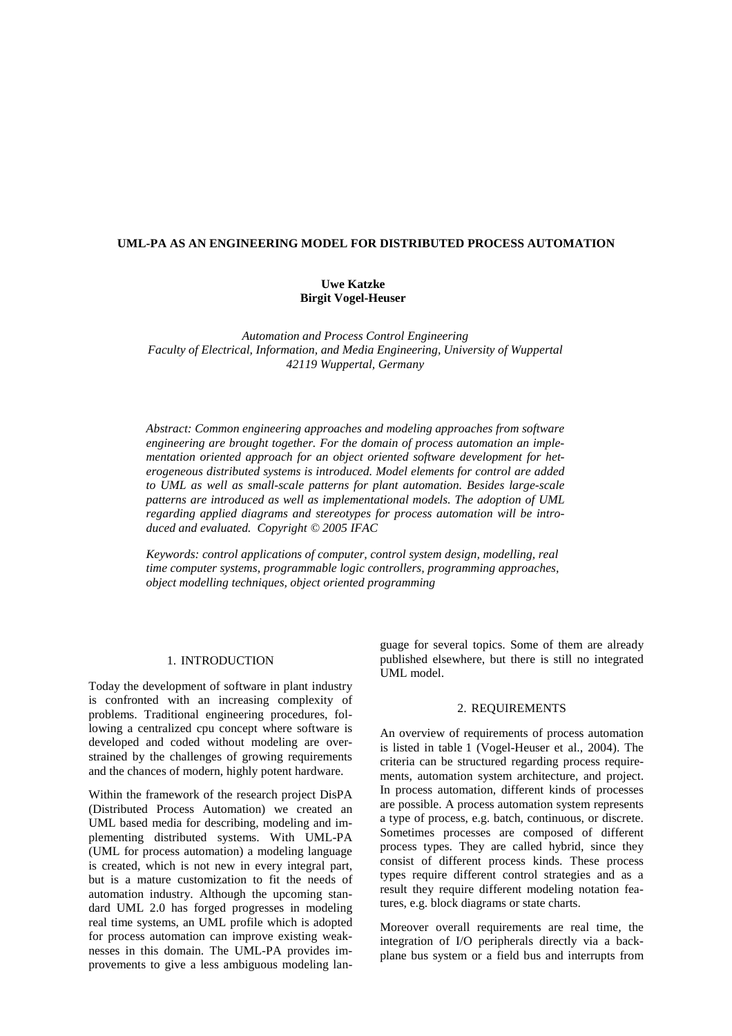# UML-PA AS AN ENGINEERING MODEL FOR DISTRIBUTED PROCESS AUTOMATION

**Uwe Katzke**
**Birgit Vogel-Heuser**

*Automation and Process Control Engineering*
*Faculty of Electrical, Information, and Media Engineering, University of Wuppertal*
*42119 Wuppertal, Germany*

*Abstract: Common engineering approaches and modeling approaches from software engineering are brought together. For the domain of process automation an implementation oriented approach for an object oriented software development for heterogeneous distributed systems is introduced. Model elements for control are added to UML as well as small-scale patterns for plant automation. Besides large-scale patterns are introduced as well as implementational models. The adoption of UML regarding applied diagrams and stereotypes for process automation will be introduced and evaluated. Copyright © 2005 IFAC*

*Keywords: control applications of computer, control system design, modelling, real time computer systems, programmable logic controllers, programming approaches, object modelling techniques, object oriented programming*

## 1. INTRODUCTION

Today the development of software in plant industry is confronted with an increasing complexity of problems. Traditional engineering procedures, following a centralized cpu concept where software is developed and coded without modeling are overstrained by the challenges of growing requirements and the chances of modern, highly potent hardware.

Within the framework of the research project DisPA (Distributed Process Automation) we created an UML based media for describing, modeling and implementing distributed systems. With UML-PA (UML for process automation) a modeling language is created, which is not new in every integral part, but is a mature customization to fit the needs of automation industry. Although the upcoming standard UML 2.0 has forged progresses in modeling real time systems, an UML profile which is adopted for process automation can improve existing weaknesses in this domain. The UML-PA provides improvements to give a less ambiguous modeling language for several topics. Some of them are already published elsewhere, but there is still no integrated UML model.

## 2. REQUIREMENTS

An overview of requirements of process automation is listed in table 1 (Vogel-Heuser et al., 2004). The criteria can be structured regarding process requirements, automation system architecture, and project. In process automation, different kinds of processes are possible. A process automation system represents a type of process, e.g. batch, continuous, or discrete. Sometimes processes are composed of different process types. They are called hybrid, since they consist of different process kinds. These process types require different control strategies and as a result they require different modeling notation features, e.g. block diagrams or state charts.

Moreover overall requirements are real time, the integration of I/O peripherals directly via a backplane bus system or a field bus and interrupts from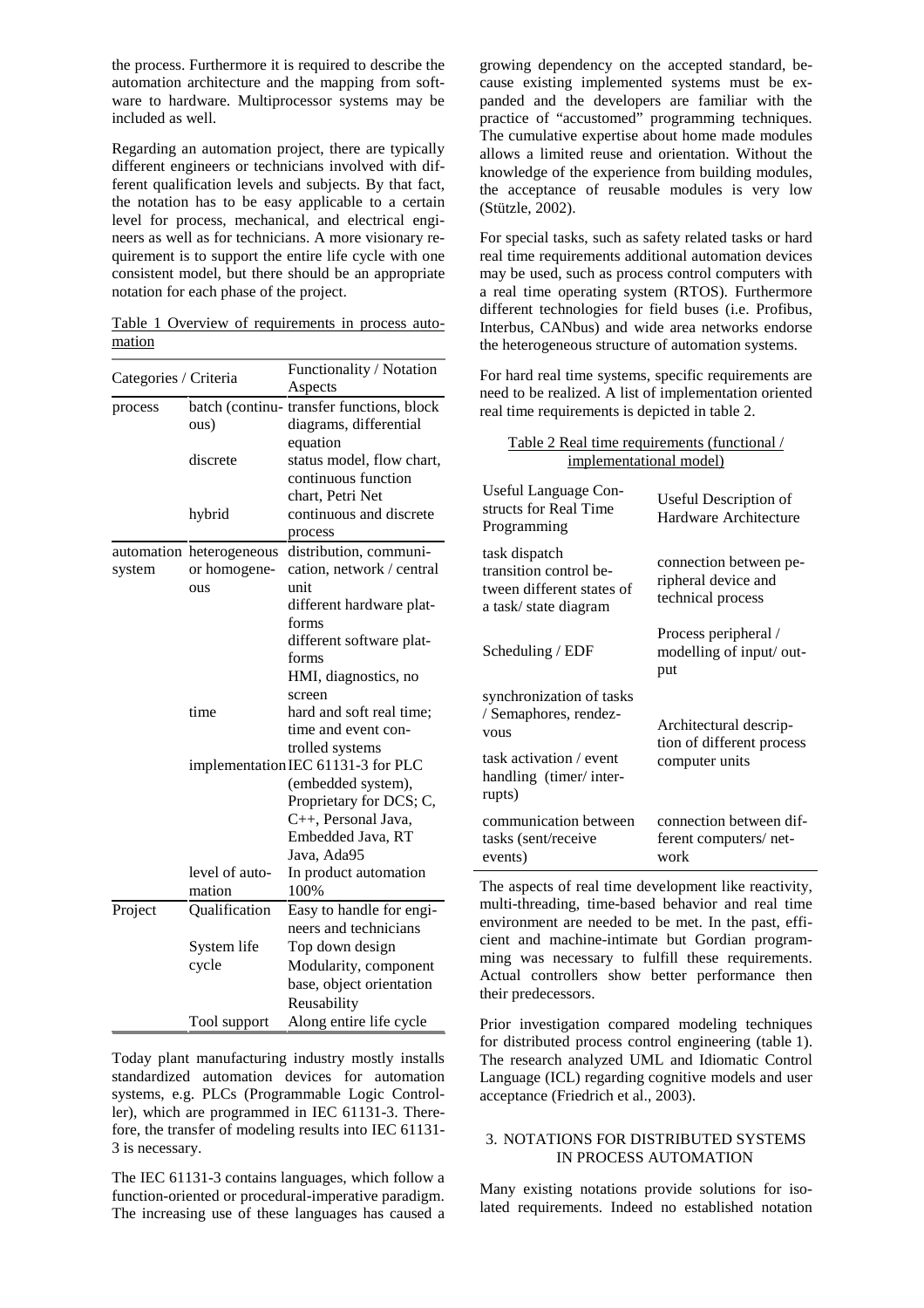the process. Furthermore it is required to describe the automation architecture and the mapping from software to hardware. Multiprocessor systems may be included as well.

Regarding an automation project, there are typically different engineers or technicians involved with different qualification levels and subjects. By that fact, the notation has to be easy applicable to a certain level for process, mechanical, and electrical engineers as well as for technicians. A more visionary requirement is to support the entire life cycle with one consistent model, but there should be an appropriate notation for each phase of the project.

Table 1 Overview of requirements in process automation

| Categories / Criteria | | Functionality / Notation Aspects |
|---|---|---|
| process | batch (continuous) | transfer functions, block diagrams, differential equation |
| | discrete | status model, flow chart, continuous function chart, Petri Net |
| | hybrid | continuous and discrete process |
| automation system | heterogeneous or homogeneous | distribution, communication, network / central unit<br>different hardware platforms<br>different software platforms<br>HMI, diagnostics, no screen |
| | time | hard and soft real time; time and event controlled systems |
| | implementation | IEC 61131-3 for PLC (embedded system), Proprietary for DCS; C, C++, Personal Java, Embedded Java, RT Java, Ada95 |
| | level of automation | In product automation 100% |
| Project | Qualification | Easy to handle for engineers and technicians |
| | System life cycle | Top down design<br>Modularity, component base, object orientation<br>Reusability |
| | Tool support | Along entire life cycle |

Today plant manufacturing industry mostly installs standardized automation devices for automation systems, e.g. PLCs (Programmable Logic Controller), which are programmed in IEC 61131-3. Therefore, the transfer of modeling results into IEC 61131-3 is necessary.

The IEC 61131-3 contains languages, which follow a function-oriented or procedural-imperative paradigm. The increasing use of these languages has caused a growing dependency on the accepted standard, because existing implemented systems must be expanded and the developers are familiar with the practice of "accustomed" programming techniques. The cumulative expertise about home made modules allows a limited reuse and orientation. Without the knowledge of the experience from building modules, the acceptance of reusable modules is very low (Stützle, 2002).

For special tasks, such as safety related tasks or hard real time requirements additional automation devices may be used, such as process control computers with a real time operating system (RTOS). Furthermore different technologies for field buses (i.e. Profibus, Interbus, CANbus) and wide area networks endorse the heterogeneous structure of automation systems.

For hard real time systems, specific requirements are need to be realized. A list of implementation oriented real time requirements is depicted in table 2.

Table 2 Real time requirements (functional / implementational model)

| Useful Language Constructs for Real Time Programming | Useful Description of Hardware Architecture |
|---|---|
| task dispatch transition control between different states of a task/ state diagram | connection between peripheral device and technical process |
| Scheduling / EDF | Process peripheral / modelling of input/ output |
| synchronization of tasks / Semaphores, rendezvous | Architectural description of different process computer units |
| task activation / event handling (timer/ interrupts) | |
| communication between tasks (sent/receive events) | connection between different computers/ network |

The aspects of real time development like reactivity, multi-threading, time-based behavior and real time environment are needed to be met. In the past, efficient and machine-intimate but Gordian programming was necessary to fulfill these requirements. Actual controllers show better performance then their predecessors.

Prior investigation compared modeling techniques for distributed process control engineering (table 1). The research analyzed UML and Idiomatic Control Language (ICL) regarding cognitive models and user acceptance (Friedrich et al., 2003).

## 3. NOTATIONS FOR DISTRIBUTED SYSTEMS IN PROCESS AUTOMATION

Many existing notations provide solutions for isolated requirements. Indeed no established notation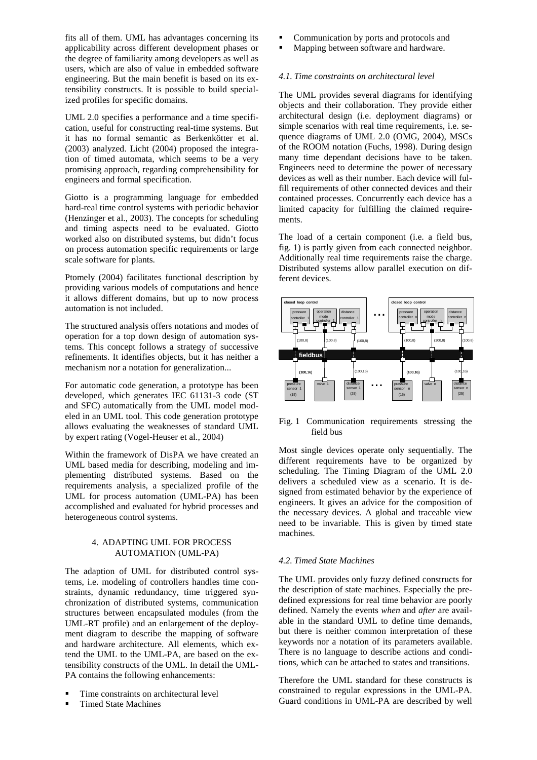fits all of them. UML has advantages concerning its applicability across different development phases or the degree of familiarity among developers as well as users, which are also of value in embedded software engineering. But the main benefit is based on its extensibility constructs. It is possible to build specialized profiles for specific domains.

UML 2.0 specifies a performance and a time specification, useful for constructing real-time systems. But it has no formal semantic as Berkenkötter et al. (2003) analyzed. Licht (2004) proposed the integration of timed automata, which seems to be a very promising approach, regarding comprehensibility for engineers and formal specification.

Giotto is a programming language for embedded hard-real time control systems with periodic behavior (Henzinger et al., 2003). The concepts for scheduling and timing aspects need to be evaluated. Giotto worked also on distributed systems, but didn't focus on process automation specific requirements or large scale software for plants.

Ptomely (2004) facilitates functional description by providing various models of computations and hence it allows different domains, but up to now process automation is not included.

The structured analysis offers notations and modes of operation for a top down design of automation systems. This concept follows a strategy of successive refinements. It identifies objects, but it has neither a mechanism nor a notation for generalization...

For automatic code generation, a prototype has been developed, which generates IEC 61131-3 code (ST and SFC) automatically from the UML model modeled in an UML tool. This code generation prototype allows evaluating the weaknesses of standard UML by expert rating (Vogel-Heuser et al., 2004)

Within the framework of DisPA we have created an UML based media for describing, modeling and implementing distributed systems. Based on the requirements analysis, a specialized profile of the UML for process automation (UML-PA) has been accomplished and evaluated for hybrid processes and heterogeneous control systems.

## 4. ADAPTING UML FOR PROCESS AUTOMATION (UML-PA)

The adaption of UML for distributed control systems, i.e. modeling of controllers handles time constraints, dynamic redundancy, time triggered synchronization of distributed systems, communication structures between encapsulated modules (from the UML-RT profile) and an enlargement of the deployment diagram to describe the mapping of software and hardware architecture. All elements, which extend the UML to the UML-PA, are based on the extensibility constructs of the UML. In detail the UML-PA contains the following enhancements:

- Time constraints on architectural level
- Timed State Machines
- Communication by ports and protocols and
- Mapping between software and hardware.

### *4.1. Time constraints on architectural level*

The UML provides several diagrams for identifying objects and their collaboration. They provide either architectural design (i.e. deployment diagrams) or simple scenarios with real time requirements, i.e. sequence diagrams of UML 2.0 (OMG, 2004), MSCs of the ROOM notation (Fuchs, 1998). During design many time dependant decisions have to be taken. Engineers need to determine the power of necessary devices as well as their number. Each device will fulfill requirements of other connected devices and their contained processes. Concurrently each device has a limited capacity for fulfilling the claimed requirements.

The load of a certain component (i.e. a field bus, fig. 1) is partly given from each connected neighbor. Additionally real time requirements raise the charge. Distributed systems allow parallel execution on different devices.

Fig. 1 Communication requirements stressing the field bus

Most single devices operate only sequentially. The different requirements have to be organized by scheduling. The Timing Diagram of the UML 2.0 delivers a scheduled view as a scenario. It is designed from estimated behavior by the experience of engineers. It gives an advice for the composition of the necessary devices. A global and traceable view need to be invariable. This is given by timed state machines.

### *4.2. Timed State Machines*

The UML provides only fuzzy defined constructs for the description of state machines. Especially the predefined expressions for real time behavior are poorly defined. Namely the events *when* and *after* are available in the standard UML to define time demands, but there is neither common interpretation of these keywords nor a notation of its parameters available. There is no language to describe actions and conditions, which can be attached to states and transitions.

Therefore the UML standard for these constructs is constrained to regular expressions in the UML-PA. Guard conditions in UML-PA are described by well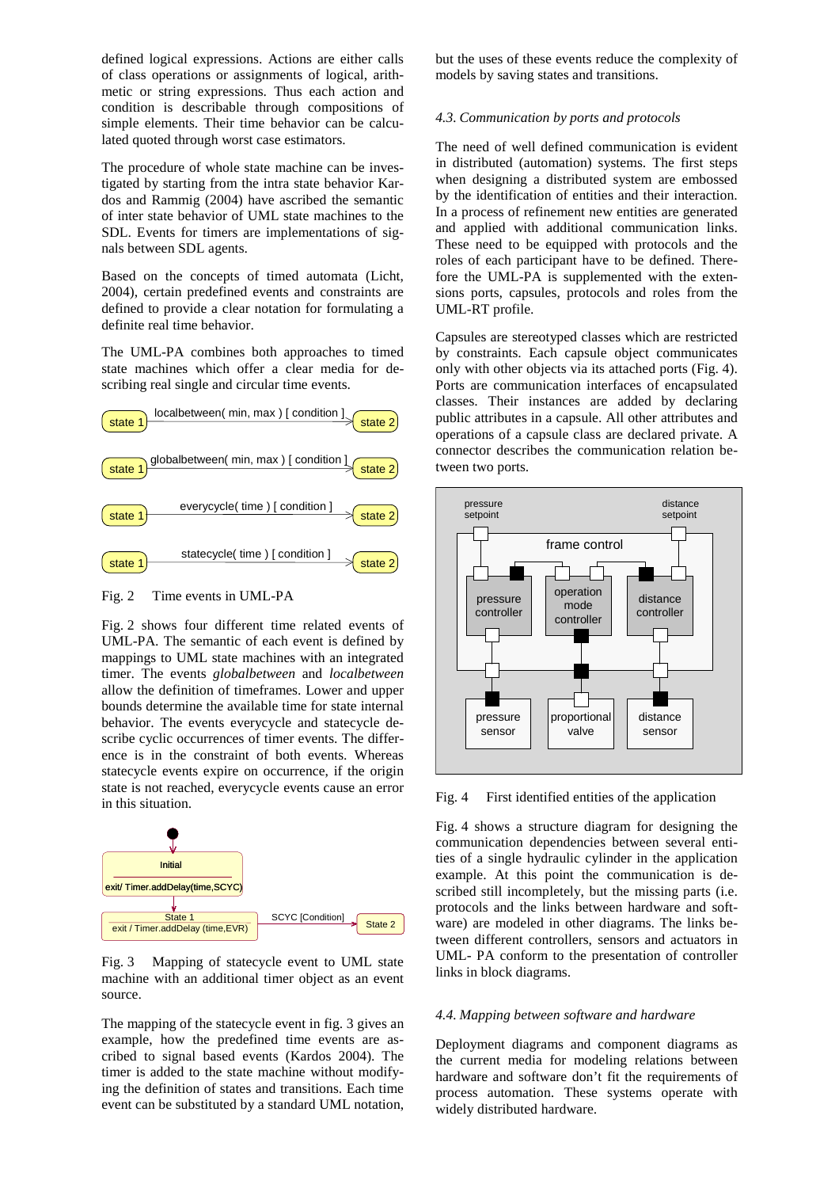defined logical expressions. Actions are either calls of class operations or assignments of logical, arithmetic or string expressions. Thus each action and condition is describable through compositions of simple elements. Their time behavior can be calculated quoted through worst case estimators.

The procedure of whole state machine can be investigated by starting from the intra state behavior Kardos and Rammig (2004) have ascribed the semantic of inter state behavior of UML state machines to the SDL. Events for timers are implementations of signals between SDL agents.

Based on the concepts of timed automata (Licht, 2004), certain predefined events and constraints are defined to provide a clear notation for formulating a definite real time behavior.

The UML-PA combines both approaches to timed state machines which offer a clear media for describing real single and circular time events.

state 1 —localbetween( min, max ) [ condition ]→ state 2

state 1 —globalbetween( min, max ) [ condition ]→ state 2

state 1 —everycycle( time ) [ condition ]→ state 2

state 1 —statecycle( time ) [ condition ]→ state 2

Fig. 2 Time events in UML-PA

Fig. 2 shows four different time related events of UML-PA. The semantic of each event is defined by mappings to UML state machines with an integrated timer. The events *globalbetween* and *localbetween* allow the definition of timeframes. Lower and upper bounds determine the available time for state internal behavior. The events everycycle and statecycle describe cyclic occurrences of timer events. The difference is in the constraint of both events. Whereas statecycle events expire on occurrence, if the origin state is not reached, everycycle events cause an error in this situation.

Initial — exit/ Timer.addDelay(time,SCYC)

State 1 — exit / Timer.addDelay (time,EVR) —SCYC [Condition]→ State 2

Fig. 3 Mapping of statecycle event to UML state machine with an additional timer object as an event source.

The mapping of the statecycle event in fig. 3 gives an example, how the predefined time events are ascribed to signal based events (Kardos 2004). The timer is added to the state machine without modifying the definition of states and transitions. Each time event can be substituted by a standard UML notation, but the uses of these events reduce the complexity of models by saving states and transitions.

### *4.3. Communication by ports and protocols*

The need of well defined communication is evident in distributed (automation) systems. The first steps when designing a distributed system are embossed by the identification of entities and their interaction. In a process of refinement new entities are generated and applied with additional communication links. These need to be equipped with protocols and the roles of each participant have to be defined. Therefore the UML-PA is supplemented with the extensions ports, capsules, protocols and roles from the UML-RT profile.

Capsules are stereotyped classes which are restricted by constraints. Each capsule object communicates only with other objects via its attached ports (Fig. 4). Ports are communication interfaces of encapsulated classes. Their instances are added by declaring public attributes in a capsule. All other attributes and operations of a capsule class are declared private. A connector describes the communication relation between two ports.

pressure setpoint, distance setpoint, frame control, pressure controller, operation mode controller, distance controller, pressure sensor, proportional valve, distance sensor

Fig. 4 First identified entities of the application

Fig. 4 shows a structure diagram for designing the communication dependencies between several entities of a single hydraulic cylinder in the application example. At this point the communication is described still incompletely, but the missing parts (i.e. protocols and the links between hardware and software) are modeled in other diagrams. The links between different controllers, sensors and actuators in UML- PA conform to the presentation of controller links in block diagrams.

### *4.4. Mapping between software and hardware*

Deployment diagrams and component diagrams as the current media for modeling relations between hardware and software don't fit the requirements of process automation. These systems operate with widely distributed hardware.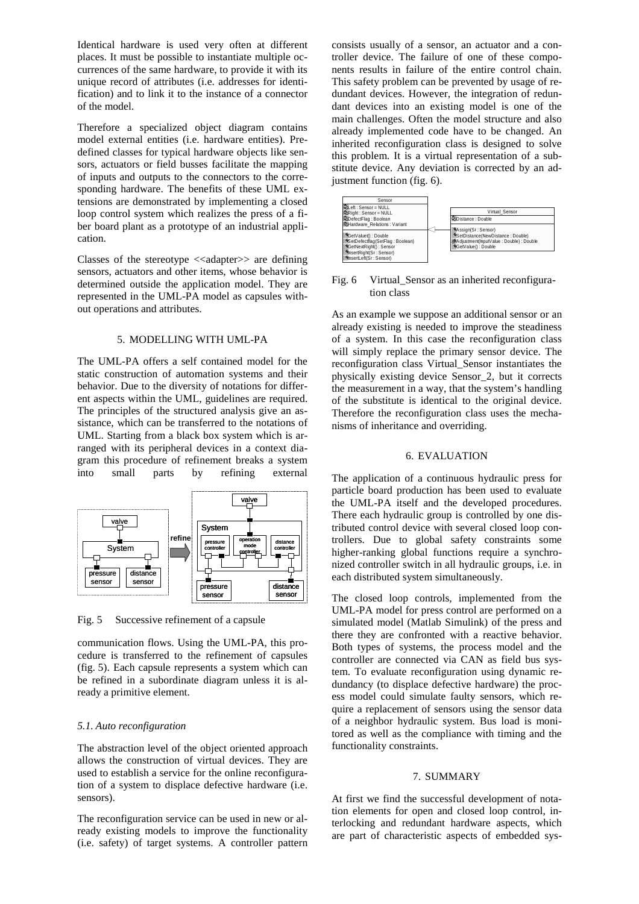Identical hardware is used very often at different places. It must be possible to instantiate multiple occurrences of the same hardware, to provide it with its unique record of attributes (i.e. addresses for identification) and to link it to the instance of a connector of the model.

Therefore a specialized object diagram contains model external entities (i.e. hardware entities). Predefined classes for typical hardware objects like sensors, actuators or field busses facilitate the mapping of inputs and outputs to the connectors to the corresponding hardware. The benefits of these UML extensions are demonstrated by implementing a closed loop control system which realizes the press of a fiber board plant as a prototype of an industrial application.

Classes of the stereotype <<adapter>> are defining sensors, actuators and other items, whose behavior is determined outside the application model. They are represented in the UML-PA model as capsules without operations and attributes.

## 5. MODELLING WITH UML-PA

The UML-PA offers a self contained model for the static construction of automation systems and their behavior. Due to the diversity of notations for different aspects within the UML, guidelines are required. The principles of the structured analysis give an assistance, which can be transferred to the notations of UML. Starting from a black box system which is arranged with its peripheral devices in a context diagram this procedure of refinement breaks a system into small parts by refining external communication flows. Using the UML-PA, this procedure is transferred to the refinement of capsules (fig. 5). Each capsule represents a system which can be refined in a subordinate diagram unless it is already a primitive element.

Fig. 5 Successive refinement of a capsule

### *5.1. Auto reconfiguration*

The abstraction level of the object oriented approach allows the construction of virtual devices. They are used to establish a service for the online reconfiguration of a system to displace defective hardware (i.e. sensors).

The reconfiguration service can be used in new or already existing models to improve the functionality (i.e. safety) of target systems. A controller pattern consists usually of a sensor, an actuator and a controller device. The failure of one of these components results in failure of the entire control chain. This safety problem can be prevented by usage of redundant devices. However, the integration of redundant devices into an existing model is one of the main challenges. Often the model structure and also already implemented code have to be changed. An inherited reconfiguration class is designed to solve this problem. It is a virtual representation of a substitute device. Any deviation is corrected by an adjustment function (fig. 6).

Fig. 6 Virtual_Sensor as an inherited reconfiguration class

As an example we suppose an additional sensor or an already existing is needed to improve the steadiness of a system. In this case the reconfiguration class will simply replace the primary sensor device. The reconfiguration class Virtual_Sensor instantiates the physically existing device Sensor_2, but it corrects the measurement in a way, that the system's handling of the substitute is identical to the original device. Therefore the reconfiguration class uses the mechanisms of inheritance and overriding.

## 6. EVALUATION

The application of a continuous hydraulic press for particle board production has been used to evaluate the UML-PA itself and the developed procedures. There each hydraulic group is controlled by one distributed control device with several closed loop controllers. Due to global safety constraints some higher-ranking global functions require a synchronized controller switch in all hydraulic groups, i.e. in each distributed system simultaneously.

The closed loop controls, implemented from the UML-PA model for press control are performed on a simulated model (Matlab Simulink) of the press and there they are confronted with a reactive behavior. Both types of systems, the process model and the controller are connected via CAN as field bus system. To evaluate reconfiguration using dynamic redundancy (to displace defective hardware) the process model could simulate faulty sensors, which require a replacement of sensors using the sensor data of a neighbor hydraulic system. Bus load is monitored as well as the compliance with timing and the functionality constraints.

## 7. SUMMARY

At first we find the successful development of notation elements for open and closed loop control, interlocking and redundant hardware aspects, which are part of characteristic aspects of embedded sys-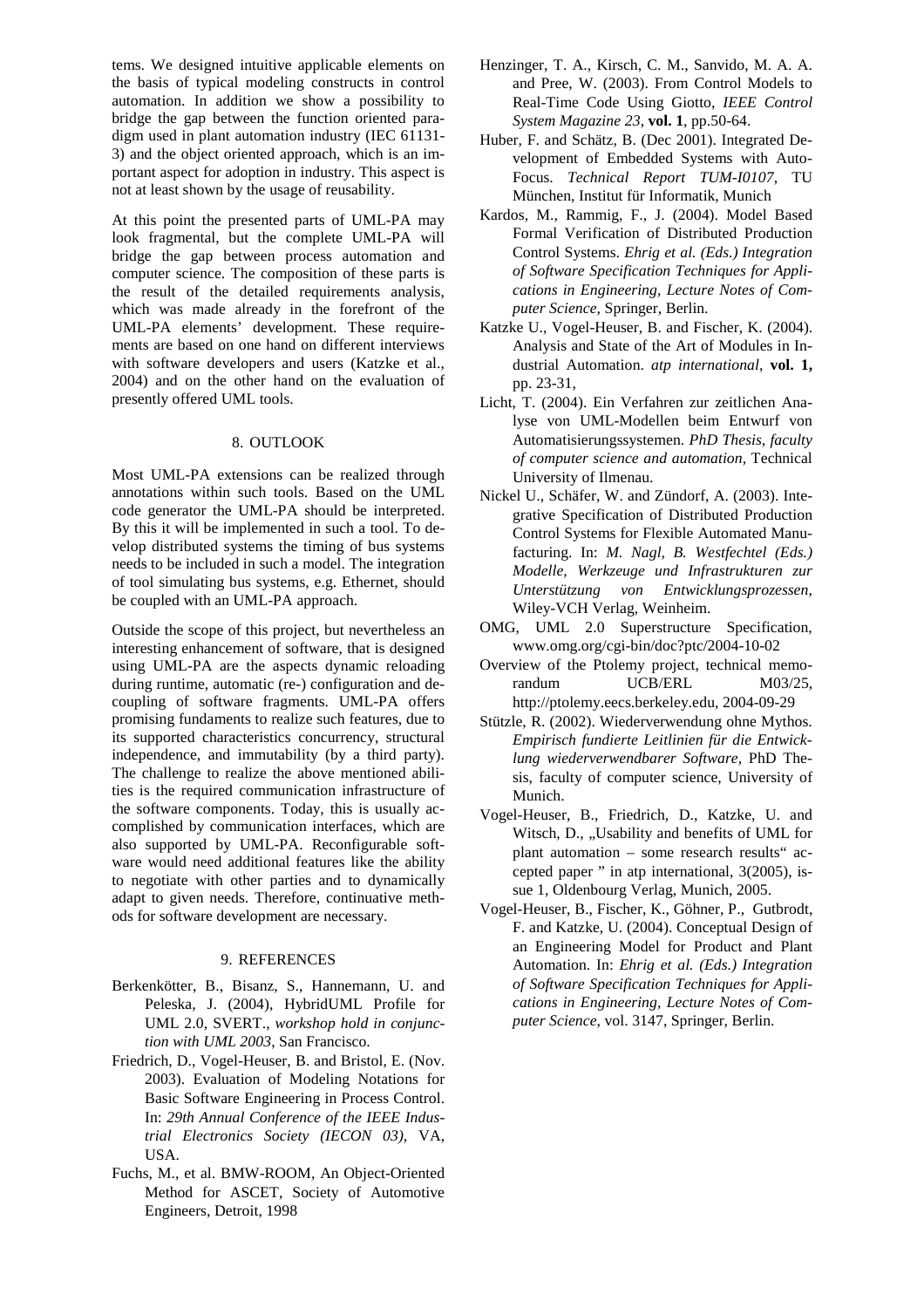tems. We designed intuitive applicable elements on the basis of typical modeling constructs in control automation. In addition we show a possibility to bridge the gap between the function oriented paradigm used in plant automation industry (IEC 61131-3) and the object oriented approach, which is an important aspect for adoption in industry. This aspect is not at least shown by the usage of reusability.

At this point the presented parts of UML-PA may look fragmental, but the complete UML-PA will bridge the gap between process automation and computer science. The composition of these parts is the result of the detailed requirements analysis, which was made already in the forefront of the UML-PA elements' development. These requirements are based on one hand on different interviews with software developers and users (Katzke et al., 2004) and on the other hand on the evaluation of presently offered UML tools.

## 8. OUTLOOK

Most UML-PA extensions can be realized through annotations within such tools. Based on the UML code generator the UML-PA should be interpreted. By this it will be implemented in such a tool. To develop distributed systems the timing of bus systems needs to be included in such a model. The integration of tool simulating bus systems, e.g. Ethernet, should be coupled with an UML-PA approach.

Outside the scope of this project, but nevertheless an interesting enhancement of software, that is designed using UML-PA are the aspects dynamic reloading during runtime, automatic (re-) configuration and decoupling of software fragments. UML-PA offers promising fundaments to realize such features, due to its supported characteristics concurrency, structural independence, and immutability (by a third party). The challenge to realize the above mentioned abilities is the required communication infrastructure of the software components. Today, this is usually accomplished by communication interfaces, which are also supported by UML-PA. Reconfigurable software would need additional features like the ability to negotiate with other parties and to dynamically adapt to given needs. Therefore, continuative methods for software development are necessary.

## 9. REFERENCES

Berkenkötter, B., Bisanz, S., Hannemann, U. and Peleska, J. (2004), HybridUML Profile for UML 2.0, SVERT., *workshop hold in conjunction with UML 2003*, San Francisco.

Friedrich, D., Vogel-Heuser, B. and Bristol, E. (Nov. 2003). Evaluation of Modeling Notations for Basic Software Engineering in Process Control. In: *29th Annual Conference of the IEEE Industrial Electronics Society (IECON 03)*, VA, USA.

Fuchs, M., et al. BMW-ROOM, An Object-Oriented Method for ASCET, Society of Automotive Engineers, Detroit, 1998

Henzinger, T. A., Kirsch, C. M., Sanvido, M. A. A. and Pree, W. (2003). From Control Models to Real-Time Code Using Giotto, *IEEE Control System Magazine 23*, **vol. 1**, pp.50-64.

Huber, F. and Schätz, B. (Dec 2001). Integrated Development of Embedded Systems with AutoFocus. *Technical Report TUM-I0107*, TU München, Institut für Informatik, Munich

Kardos, M., Rammig, F., J. (2004). Model Based Formal Verification of Distributed Production Control Systems. *Ehrig et al. (Eds.) Integration of Software Specification Techniques for Applications in Engineering, Lecture Notes of Computer Science*, Springer, Berlin.

Katzke U., Vogel-Heuser, B. and Fischer, K. (2004). Analysis and State of the Art of Modules in Industrial Automation. *atp international*, **vol. 1,** pp. 23-31,

Licht, T. (2004). Ein Verfahren zur zeitlichen Analyse von UML-Modellen beim Entwurf von Automatisierungssystemen. *PhD Thesis, faculty of computer science and automation*, Technical University of Ilmenau.

Nickel U., Schäfer, W. and Zündorf, A. (2003). Integrative Specification of Distributed Production Control Systems for Flexible Automated Manufacturing. In: *M. Nagl, B. Westfechtel (Eds.) Modelle, Werkzeuge und Infrastrukturen zur Unterstützung von Entwicklungsprozessen*, Wiley-VCH Verlag, Weinheim.

OMG, UML 2.0 Superstructure Specification, www.omg.org/cgi-bin/doc?ptc/2004-10-02

Overview of the Ptolemy project, technical memorandum UCB/ERL M03/25, http://ptolemy.eecs.berkeley.edu, 2004-09-29

Stützle, R. (2002). Wiederverwendung ohne Mythos. *Empirisch fundierte Leitlinien für die Entwicklung wiederverwendbarer Software*, PhD Thesis, faculty of computer science, University of Munich.

Vogel-Heuser, B., Friedrich, D., Katzke, U. and Witsch, D., „Usability and benefits of UML for plant automation – some research results" accepted paper " in atp international, 3(2005), issue 1, Oldenbourg Verlag, Munich, 2005.

Vogel-Heuser, B., Fischer, K., Göhner, P., Gutbrodt, F. and Katzke, U. (2004). Conceptual Design of an Engineering Model for Product and Plant Automation. In: *Ehrig et al. (Eds.) Integration of Software Specification Techniques for Applications in Engineering, Lecture Notes of Computer Science*, vol. 3147, Springer, Berlin.